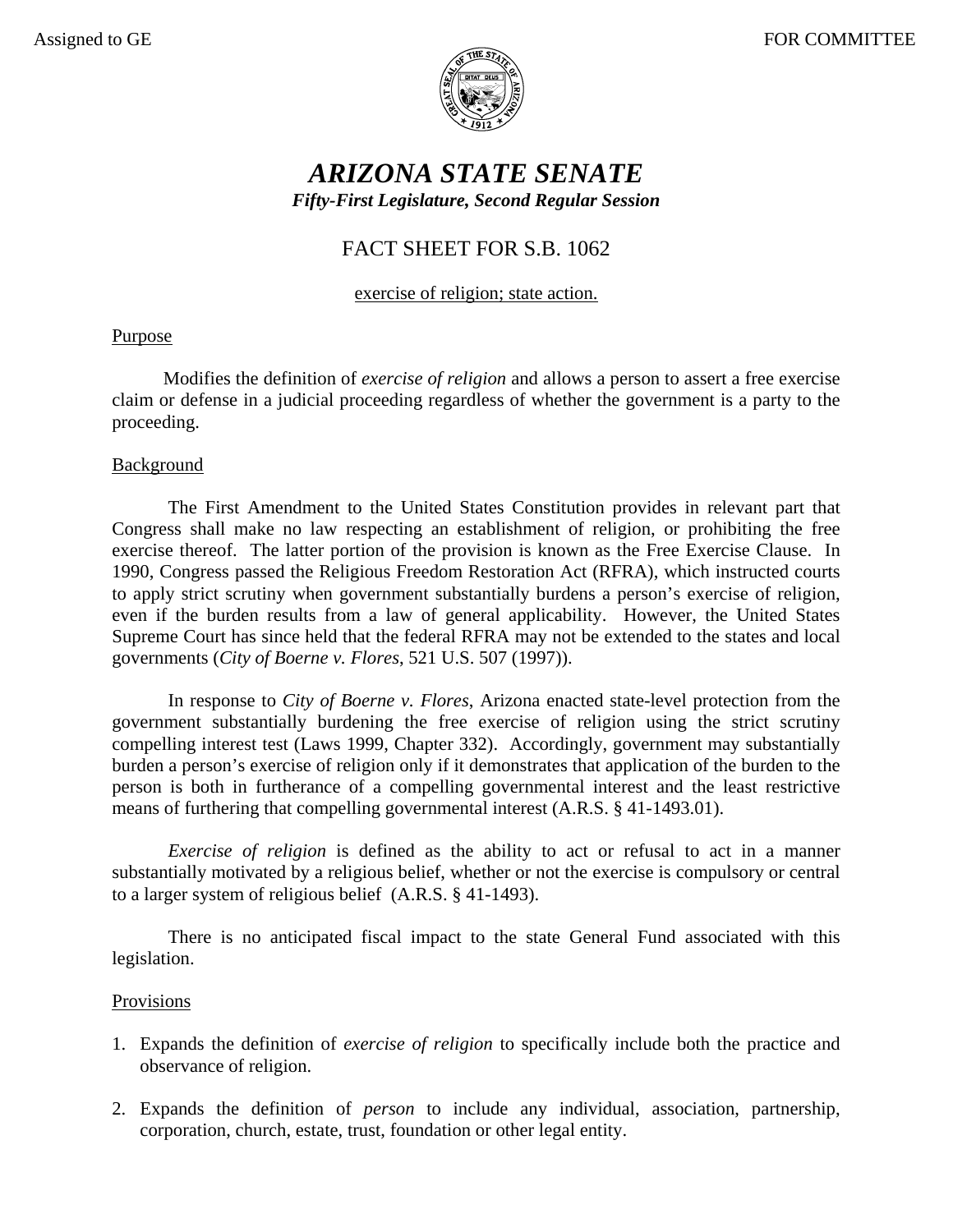Assigned to GE FOR COMMITTEE

# *ARIZONA STATE SENATE*

***Fifty-First Legislature, Second Regular Session***

## FACT SHEET FOR S.B. 1062

exercise of religion; state action.

### Purpose

Modifies the definition of *exercise of religion* and allows a person to assert a free exercise claim or defense in a judicial proceeding regardless of whether the government is a party to the proceeding.

### Background

The First Amendment to the United States Constitution provides in relevant part that Congress shall make no law respecting an establishment of religion, or prohibiting the free exercise thereof. The latter portion of the provision is known as the Free Exercise Clause. In 1990, Congress passed the Religious Freedom Restoration Act (RFRA), which instructed courts to apply strict scrutiny when government substantially burdens a person's exercise of religion, even if the burden results from a law of general applicability. However, the United States Supreme Court has since held that the federal RFRA may not be extended to the states and local governments (*City of Boerne v. Flores*, 521 U.S. 507 (1997)).

In response to *City of Boerne v. Flores*, Arizona enacted state-level protection from the government substantially burdening the free exercise of religion using the strict scrutiny compelling interest test (Laws 1999, Chapter 332). Accordingly, government may substantially burden a person's exercise of religion only if it demonstrates that application of the burden to the person is both in furtherance of a compelling governmental interest and the least restrictive means of furthering that compelling governmental interest (A.R.S. § 41-1493.01).

*Exercise of religion* is defined as the ability to act or refusal to act in a manner substantially motivated by a religious belief, whether or not the exercise is compulsory or central to a larger system of religious belief (A.R.S. § 41-1493).

There is no anticipated fiscal impact to the state General Fund associated with this legislation.

### Provisions

1. Expands the definition of *exercise of religion* to specifically include both the practice and observance of religion.

2. Expands the definition of *person* to include any individual, association, partnership, corporation, church, estate, trust, foundation or other legal entity.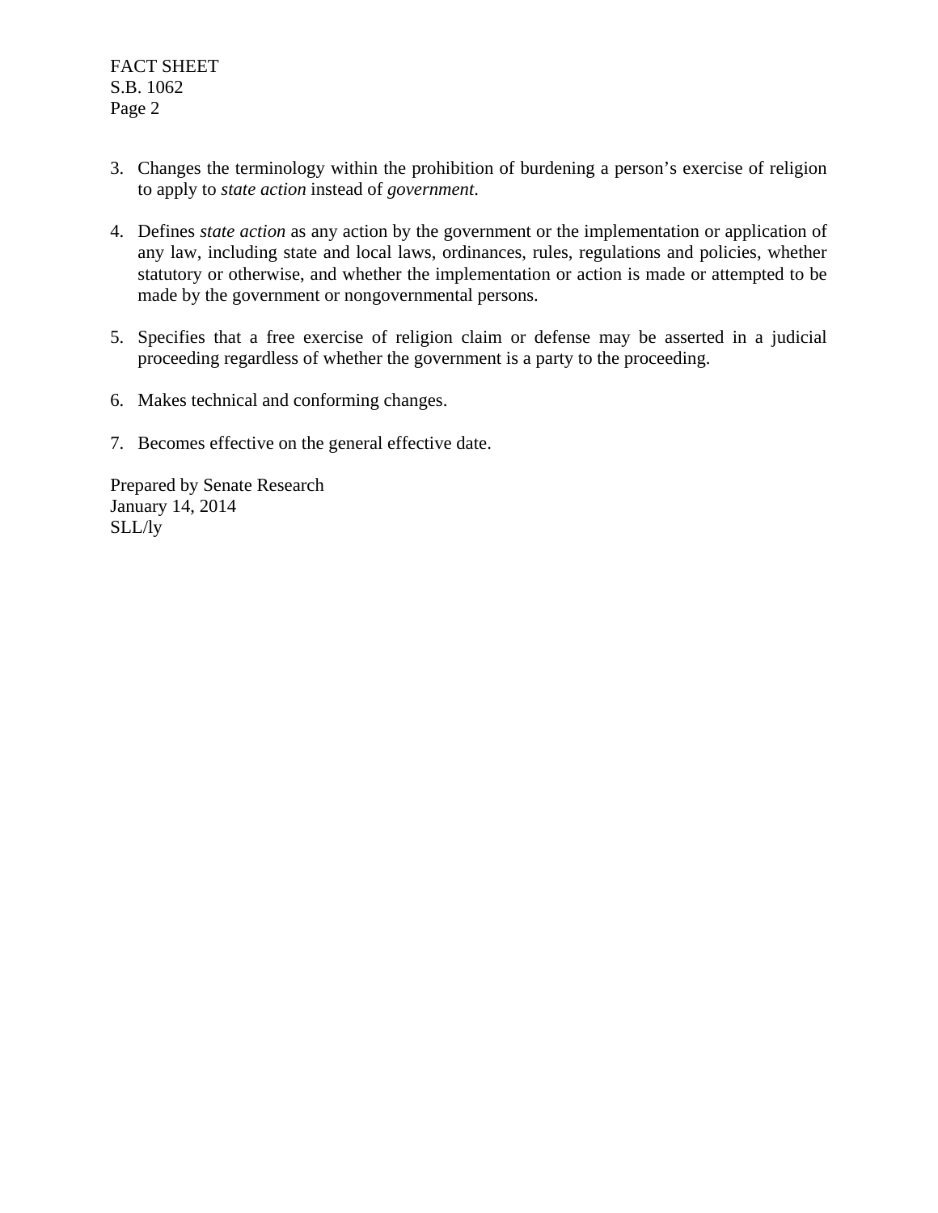3. Changes the terminology within the prohibition of burdening a person's exercise of religion to apply to *state action* instead of *government*.

4. Defines *state action* as any action by the government or the implementation or application of any law, including state and local laws, ordinances, rules, regulations and policies, whether statutory or otherwise, and whether the implementation or action is made or attempted to be made by the government or nongovernmental persons.

5. Specifies that a free exercise of religion claim or defense may be asserted in a judicial proceeding regardless of whether the government is a party to the proceeding.

6. Makes technical and conforming changes.

7. Becomes effective on the general effective date.

Prepared by Senate Research
January 14, 2014
SLL/ly